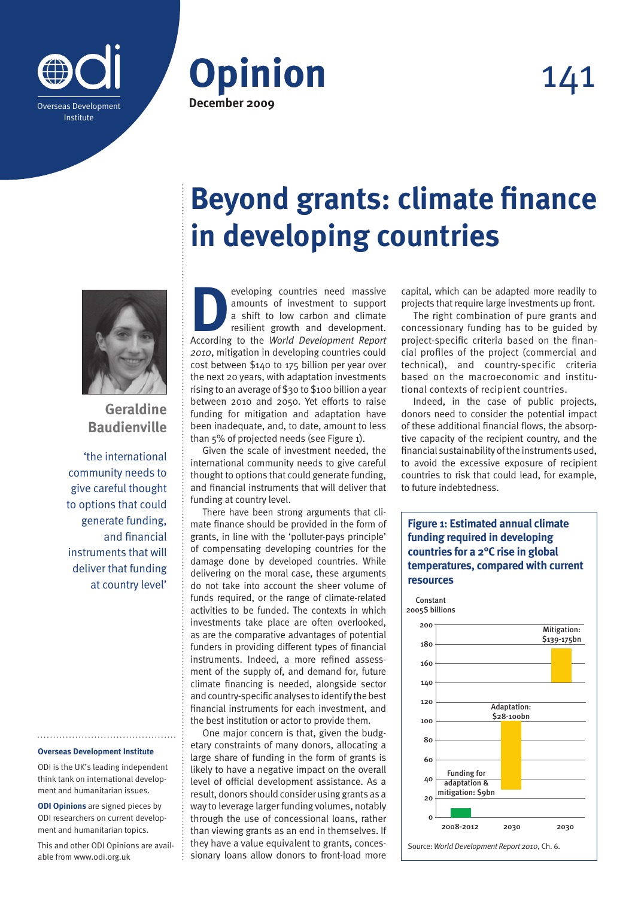Opinion

December 2009

# Beyond grants: climate finance in developing countries

**Geraldine Baudienville**

'the international community needs to give careful thought to options that could generate funding, and financial instruments that will deliver that funding at country level'

Developing countries need massive amounts of investment to support a shift to low carbon and climate resilient growth and development. According to the *World Development Report 2010*, mitigation in developing countries could cost between $140 to 175 billion per year over the next 20 years, with adaptation investments rising to an average of $30 to $100 billion a year between 2010 and 2050. Yet efforts to raise funding for mitigation and adaptation have been inadequate, and, to date, amount to less than 5% of projected needs (see Figure 1).

Given the scale of investment needed, the international community needs to give careful thought to options that could generate funding, and financial instruments that will deliver that funding at country level.

There have been strong arguments that climate finance should be provided in the form of grants, in line with the 'polluter-pays principle' of compensating developing countries for the damage done by developed countries. While delivering on the moral case, these arguments do not take into account the sheer volume of funds required, or the range of climate-related activities to be funded. The contexts in which investments take place are often overlooked, as are the comparative advantages of potential funders in providing different types of financial instruments. Indeed, a more refined assessment of the supply of, and demand for, future climate financing is needed, alongside sector and country-specific analyses to identify the best financial instruments for each investment, and the best institution or actor to provide them.

One major concern is that, given the budgetary constraints of many donors, allocating a large share of funding in the form of grants is likely to have a negative impact on the overall level of official development assistance. As a result, donors should consider using grants as a way to leverage larger funding volumes, notably through the use of concessional loans, rather than viewing grants as an end in themselves. If they have a value equivalent to grants, concessionary loans allow donors to front-load more capital, which can be adapted more readily to projects that require large investments up front.

The right combination of pure grants and concessionary funding has to be guided by project-specific criteria based on the financial profiles of the project (commercial and technical), and country-specific criteria based on the macroeconomic and institutional contexts of recipient countries.

Indeed, in the case of public projects, donors need to consider the potential impact of these additional financial flows, the absorptive capacity of the recipient country, and the financial sustainability of the instruments used, to avoid the excessive exposure of recipient countries to risk that could lead, for example, to future indebtedness.

**Figure 1: Estimated annual climate funding required in developing countries for a 2°C rise in global temperatures, compared with current resources**

| Category | Year | Constant 2005$ billions |
|---|---|---|
| Funding for adaptation & mitigation | 2008-2012 | $9bn |
| Adaptation | 2030 | $28-100bn |
| Mitigation | 2030 | $139-175bn |

Source: *World Development Report 2010*, Ch. 6.

**Overseas Development Institute**

ODI is the UK's leading independent think tank on international development and humanitarian issues.

**ODI Opinions** are signed pieces by ODI researchers on current development and humanitarian topics.

This and other ODI Opinions are available from www.odi.org.uk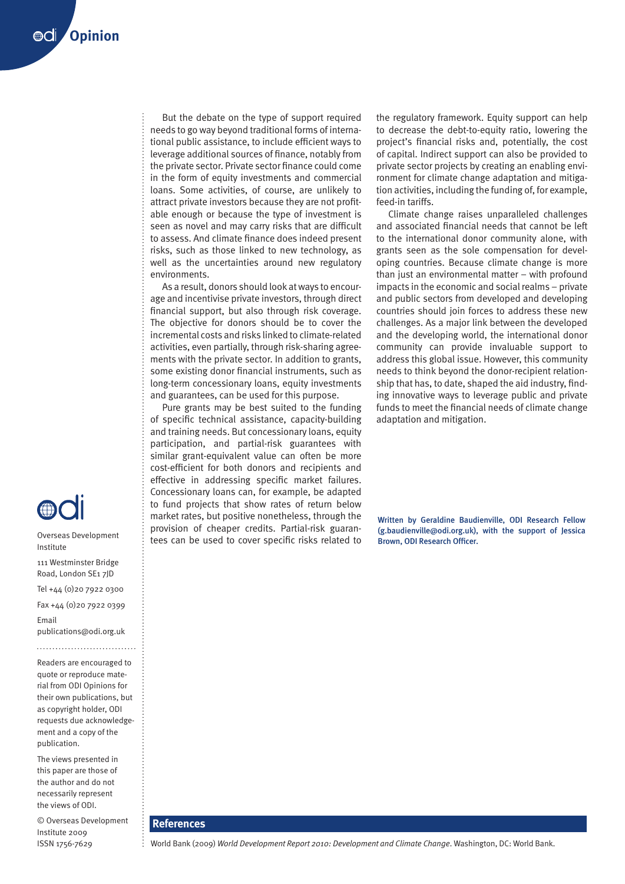But the debate on the type of support required needs to go way beyond traditional forms of international public assistance, to include efficient ways to leverage additional sources of finance, notably from the private sector. Private sector finance could come in the form of equity investments and commercial loans. Some activities, of course, are unlikely to attract private investors because they are not profitable enough or because the type of investment is seen as novel and may carry risks that are difficult to assess. And climate finance does indeed present risks, such as those linked to new technology, as well as the uncertainties around new regulatory environments.

As a result, donors should look at ways to encourage and incentivise private investors, through direct financial support, but also through risk coverage. The objective for donors should be to cover the incremental costs and risks linked to climate-related activities, even partially, through risk-sharing agreements with the private sector. In addition to grants, some existing donor financial instruments, such as long-term concessionary loans, equity investments and guarantees, can be used for this purpose.

Pure grants may be best suited to the funding of specific technical assistance, capacity-building and training needs. But concessionary loans, equity participation, and partial-risk guarantees with similar grant-equivalent value can often be more cost-efficient for both donors and recipients and effective in addressing specific market failures. Concessionary loans can, for example, be adapted to fund projects that show rates of return below market rates, but positive nonetheless, through the provision of cheaper credits. Partial-risk guarantees can be used to cover specific risks related to the regulatory framework. Equity support can help to decrease the debt-to-equity ratio, lowering the project's financial risks and, potentially, the cost of capital. Indirect support can also be provided to private sector projects by creating an enabling environment for climate change adaptation and mitigation activities, including the funding of, for example, feed-in tariffs.

Climate change raises unparalleled challenges and associated financial needs that cannot be left to the international donor community alone, with grants seen as the sole compensation for developing countries. Because climate change is more than just an environmental matter – with profound impacts in the economic and social realms – private and public sectors from developed and developing countries should join forces to address these new challenges. As a major link between the developed and the developing world, the international donor community can provide invaluable support to address this global issue. However, this community needs to think beyond the donor-recipient relationship that has, to date, shaped the aid industry, finding innovative ways to leverage public and private funds to meet the financial needs of climate change adaptation and mitigation.

Written by Geraldine Baudienville, ODI Research Fellow (g.baudienville@odi.org.uk), with the support of Jessica Brown, ODI Research Officer.

Overseas Development Institute

111 Westminster Bridge Road, London SE1 7JD

Tel +44 (0)20 7922 0300

Fax +44 (0)20 7922 0399

Email publications@odi.org.uk

Readers are encouraged to quote or reproduce material from ODI Opinions for their own publications, but as copyright holder, ODI requests due acknowledgement and a copy of the publication.

The views presented in this paper are those of the author and do not necessarily represent the views of ODI.

© Overseas Development Institute 2009
ISSN 1756-7629

## References

World Bank (2009) *World Development Report 2010: Development and Climate Change*. Washington, DC: World Bank.